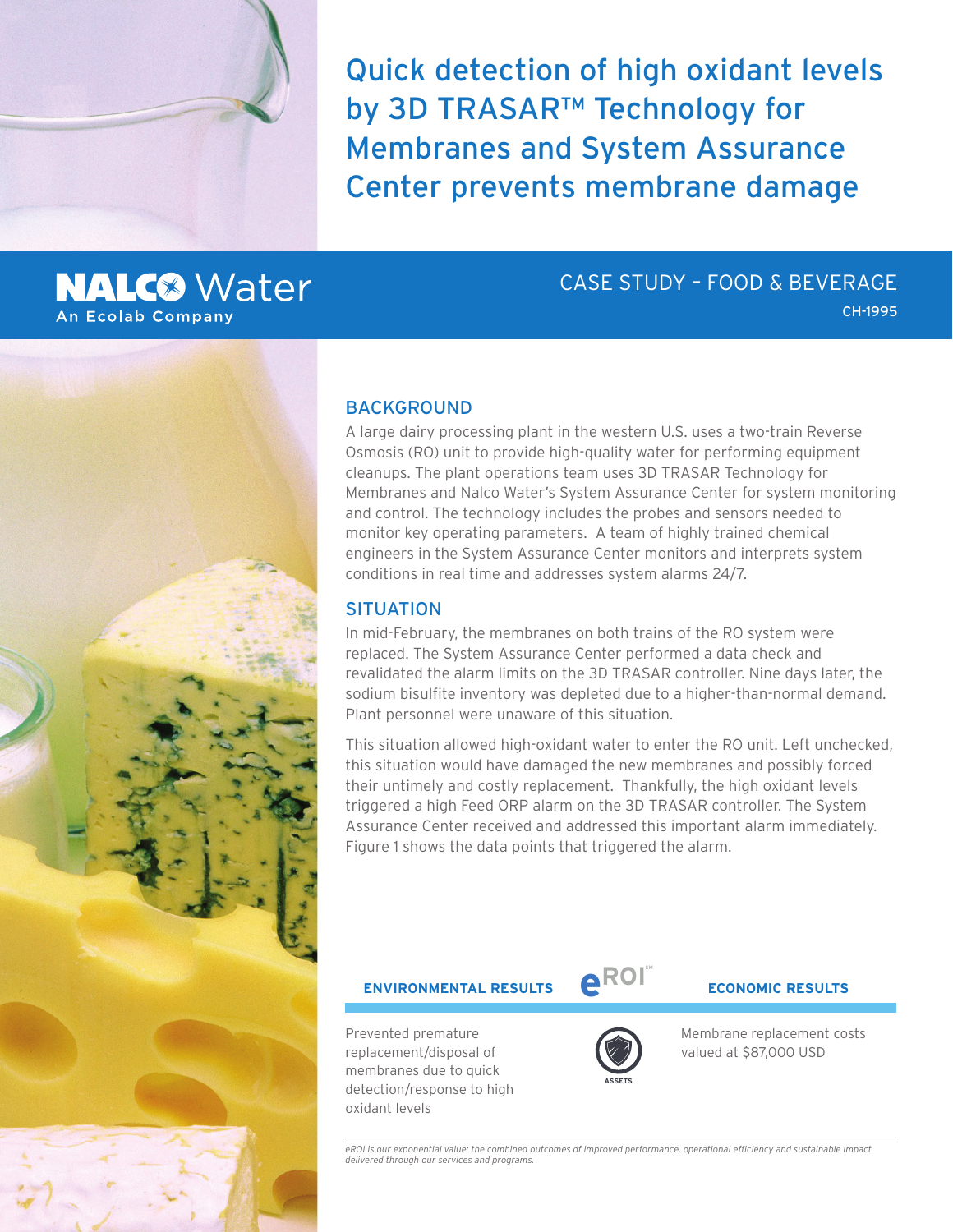# Quick detection of high oxidant levels by 3D TRASAR™ Technology for Membranes and System Assurance Center prevents membrane damage

NALCO Water
An Ecolab Company

CASE STUDY – FOOD & BEVERAGE

CH-1995

## BACKGROUND

A large dairy processing plant in the western U.S. uses a two-train Reverse Osmosis (RO) unit to provide high-quality water for performing equipment cleanups. The plant operations team uses 3D TRASAR Technology for Membranes and Nalco Water's System Assurance Center for system monitoring and control. The technology includes the probes and sensors needed to monitor key operating parameters. A team of highly trained chemical engineers in the System Assurance Center monitors and interprets system conditions in real time and addresses system alarms 24/7.

## SITUATION

In mid-February, the membranes on both trains of the RO system were replaced. The System Assurance Center performed a data check and revalidated the alarm limits on the 3D TRASAR controller. Nine days later, the sodium bisulfite inventory was depleted due to a higher-than-normal demand. Plant personnel were unaware of this situation.

This situation allowed high-oxidant water to enter the RO unit. Left unchecked, this situation would have damaged the new membranes and possibly forced their untimely and costly replacement. Thankfully, the high oxidant levels triggered a high Feed ORP alarm on the 3D TRASAR controller. The System Assurance Center received and addressed this important alarm immediately. Figure 1 shows the data points that triggered the alarm.

| ENVIRONMENTAL RESULTS | eROI℠ | ECONOMIC RESULTS |
|---|---|---|
| Prevented premature replacement/disposal of membranes due to quick detection/response to high oxidant levels | ASSETS | Membrane replacement costs valued at $87,000 USD |

*eROI is our exponential value: the combined outcomes of improved performance, operational efficiency and sustainable impact delivered through our services and programs.*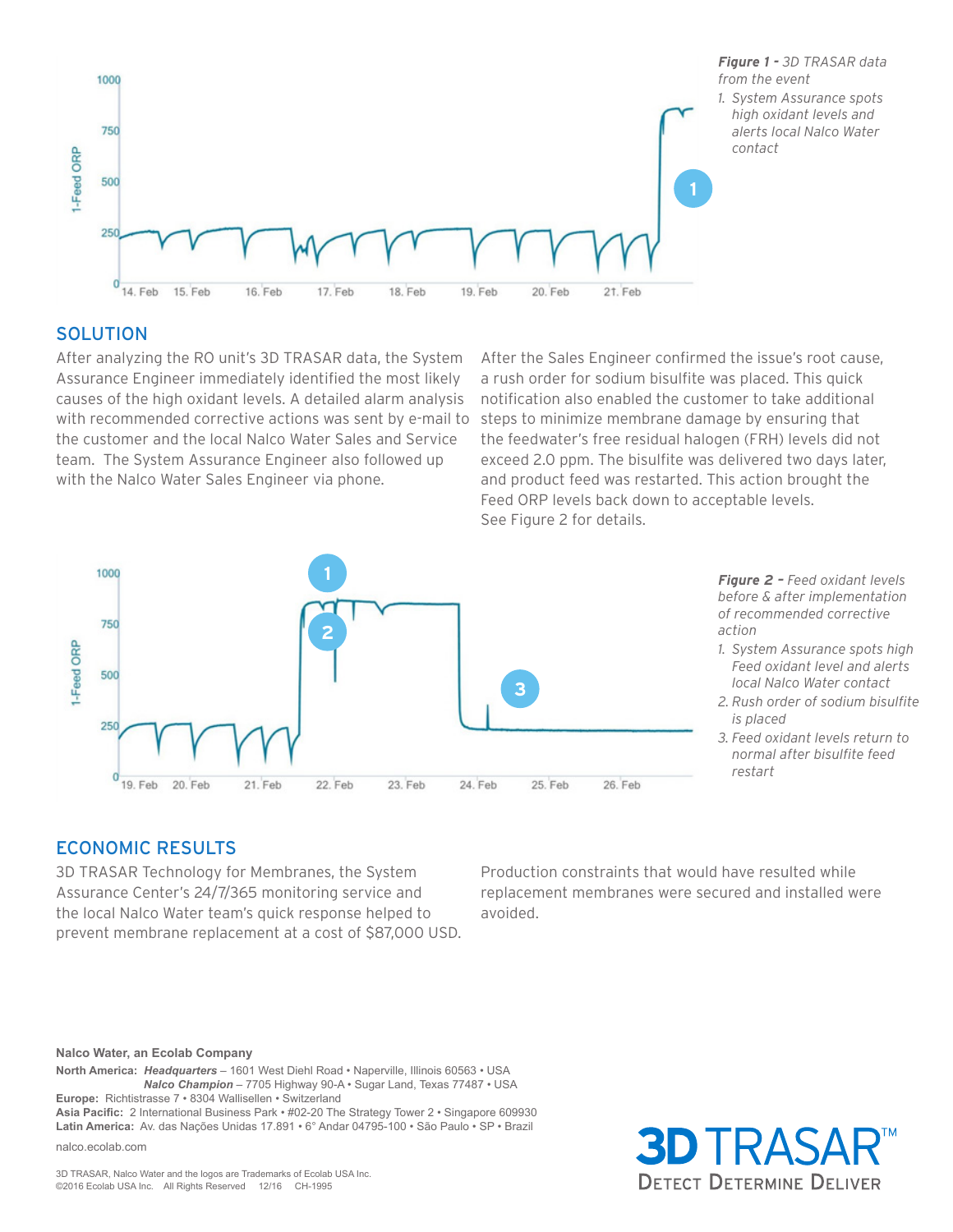1000

750

500

250

0

1-Feed ORP

14. Feb 15. Feb 16. Feb 17. Feb 18. Feb 19. Feb 20. Feb 21. Feb

1

***Figure 1 -*** *3D TRASAR data from the event*

1. *System Assurance spots high oxidant levels and alerts local Nalco Water contact*

## SOLUTION

After analyzing the RO unit's 3D TRASAR data, the System Assurance Engineer immediately identified the most likely causes of the high oxidant levels. A detailed alarm analysis with recommended corrective actions was sent by e-mail to the customer and the local Nalco Water Sales and Service team. The System Assurance Engineer also followed up with the Nalco Water Sales Engineer via phone.

After the Sales Engineer confirmed the issue's root cause, a rush order for sodium bisulfite was placed. This quick notification also enabled the customer to take additional steps to minimize membrane damage by ensuring that the feedwater's free residual halogen (FRH) levels did not exceed 2.0 ppm. The bisulfite was delivered two days later, and product feed was restarted. This action brought the Feed ORP levels back down to acceptable levels. See Figure 2 for details.

1000

750

500

250

0

1-Feed ORP

19. Feb 20. Feb 21. Feb 22. Feb 23. Feb 24. Feb 25. Feb 26. Feb

1

2

3

***Figure 2 –*** *Feed oxidant levels before & after implementation of recommended corrective action*

1. *System Assurance spots high Feed oxidant level and alerts local Nalco Water contact*
2. *Rush order of sodium bisulfite is placed*
3. *Feed oxidant levels return to normal after bisulfite feed restart*

## ECONOMIC RESULTS

3D TRASAR Technology for Membranes, the System Assurance Center's 24/7/365 monitoring service and the local Nalco Water team's quick response helped to prevent membrane replacement at a cost of $87,000 USD.

Production constraints that would have resulted while replacement membranes were secured and installed were avoided.

**Nalco Water, an Ecolab Company**

**North America:** ***Headquarters*** – 1601 West Diehl Road • Naperville, Illinois 60563 • USA
***Nalco Champion*** – 7705 Highway 90-A • Sugar Land, Texas 77487 • USA
**Europe:** Richtistrasse 7 • 8304 Wallisellen • Switzerland
**Asia Pacific:** 2 International Business Park • #02-20 The Strategy Tower 2 • Singapore 609930
**Latin America:** Av. das Nações Unidas 17.891 • 6° Andar 04795-100 • São Paulo • SP • Brazil

nalco.ecolab.com

3D TRASAR, Nalco Water and the logos are Trademarks of Ecolab USA Inc.
©2016 Ecolab USA Inc. All Rights Reserved 12/16 CH-1995

**3D TRASAR™**
DETECT DETERMINE DELIVER